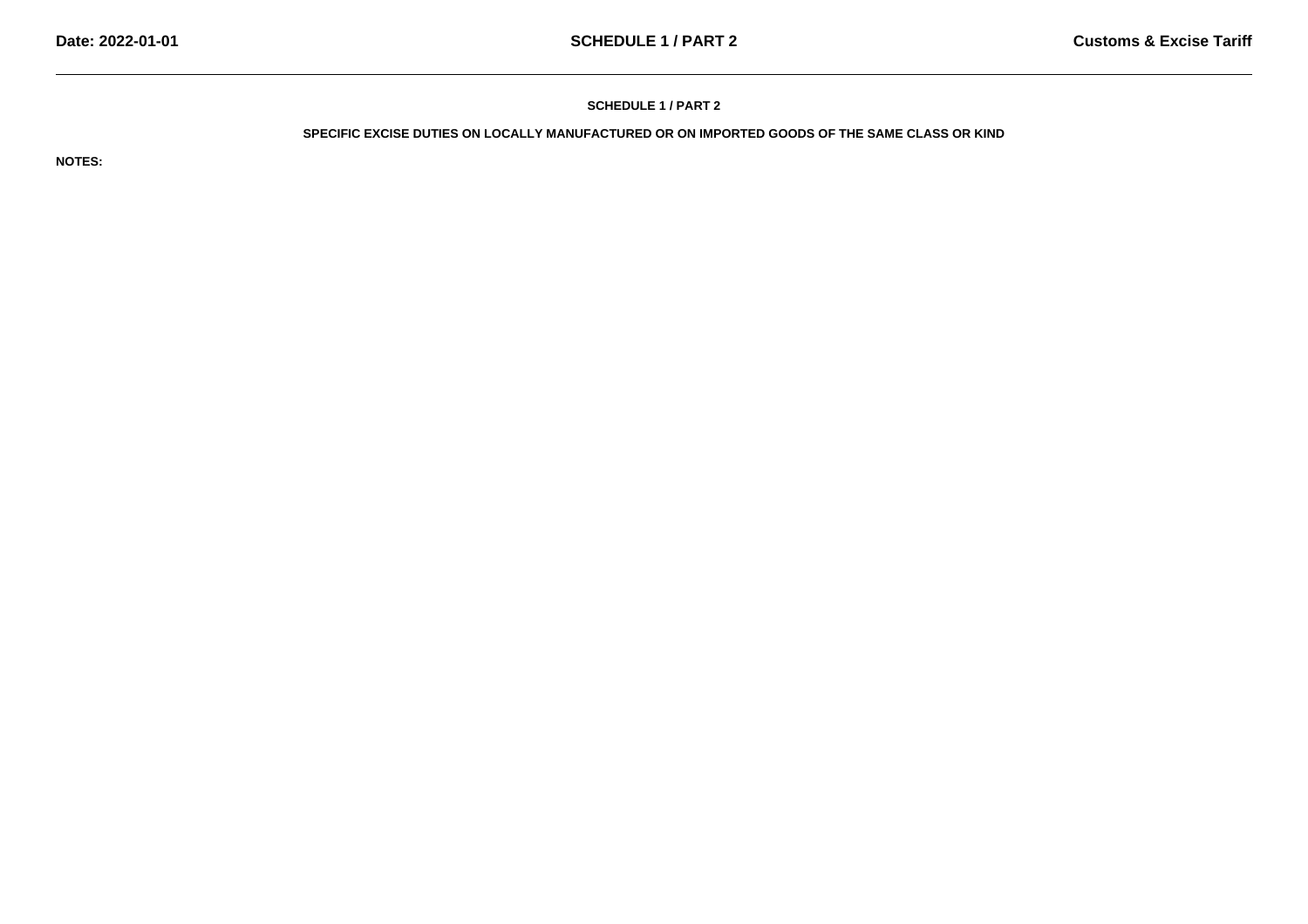# SCHEDULE 1 / PART 2

## SPECIFIC EXCISE DUTIES ON LOCALLY MANUFACTURED OR ON IMPORTED GOODS OF THE SAME CLASS OR KIND

**NOTES:**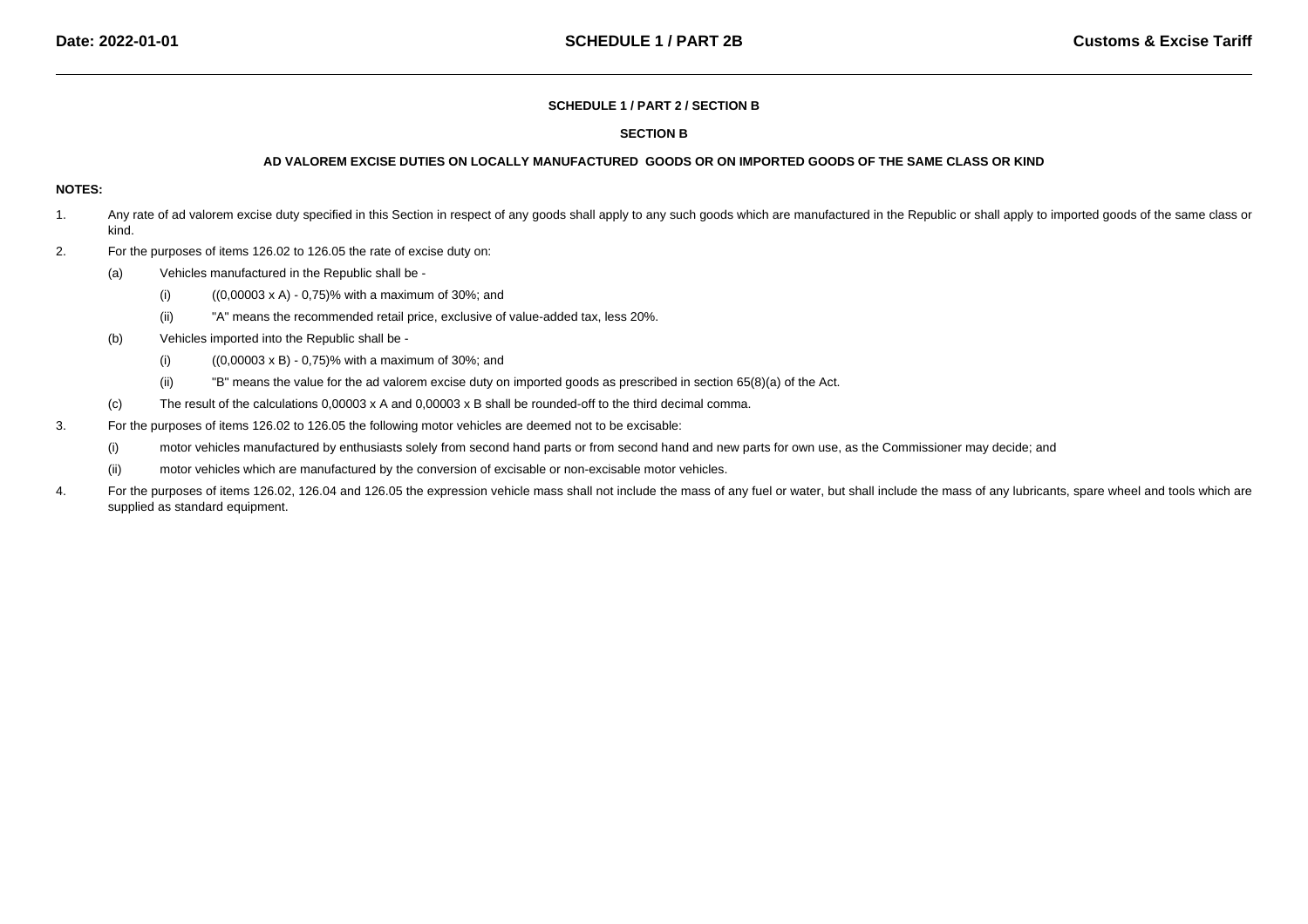## SCHEDULE 1 / PART 2 / SECTION B

### SECTION B

### AD VALOREM EXCISE DUTIES ON LOCALLY MANUFACTURED GOODS OR ON IMPORTED GOODS OF THE SAME CLASS OR KIND

**NOTES:**

1. Any rate of ad valorem excise duty specified in this Section in respect of any goods shall apply to any such goods which are manufactured in the Republic or shall apply to imported goods of the same class or kind.

2. For the purposes of items 126.02 to 126.05 the rate of excise duty on:

   (a) Vehicles manufactured in the Republic shall be -

   (i) $((0{,}00003 \times A) - 0{,}75)\%$ with a maximum of 30%; and

   (ii) "A" means the recommended retail price, exclusive of value-added tax, less 20%.

   (b) Vehicles imported into the Republic shall be -

   (i) $((0{,}00003 \times B) - 0{,}75)\%$ with a maximum of 30%; and

   (ii) "B" means the value for the ad valorem excise duty on imported goods as prescribed in section 65(8)(a) of the Act.

   (c) The result of the calculations $0{,}00003 \times A$ and $0{,}00003 \times B$ shall be rounded-off to the third decimal comma.

3. For the purposes of items 126.02 to 126.05 the following motor vehicles are deemed not to be excisable:

   (i) motor vehicles manufactured by enthusiasts solely from second hand parts or from second hand and new parts for own use, as the Commissioner may decide; and

   (ii) motor vehicles which are manufactured by the conversion of excisable or non-excisable motor vehicles.

4. For the purposes of items 126.02, 126.04 and 126.05 the expression vehicle mass shall not include the mass of any fuel or water, but shall include the mass of any lubricants, spare wheel and tools which are supplied as standard equipment.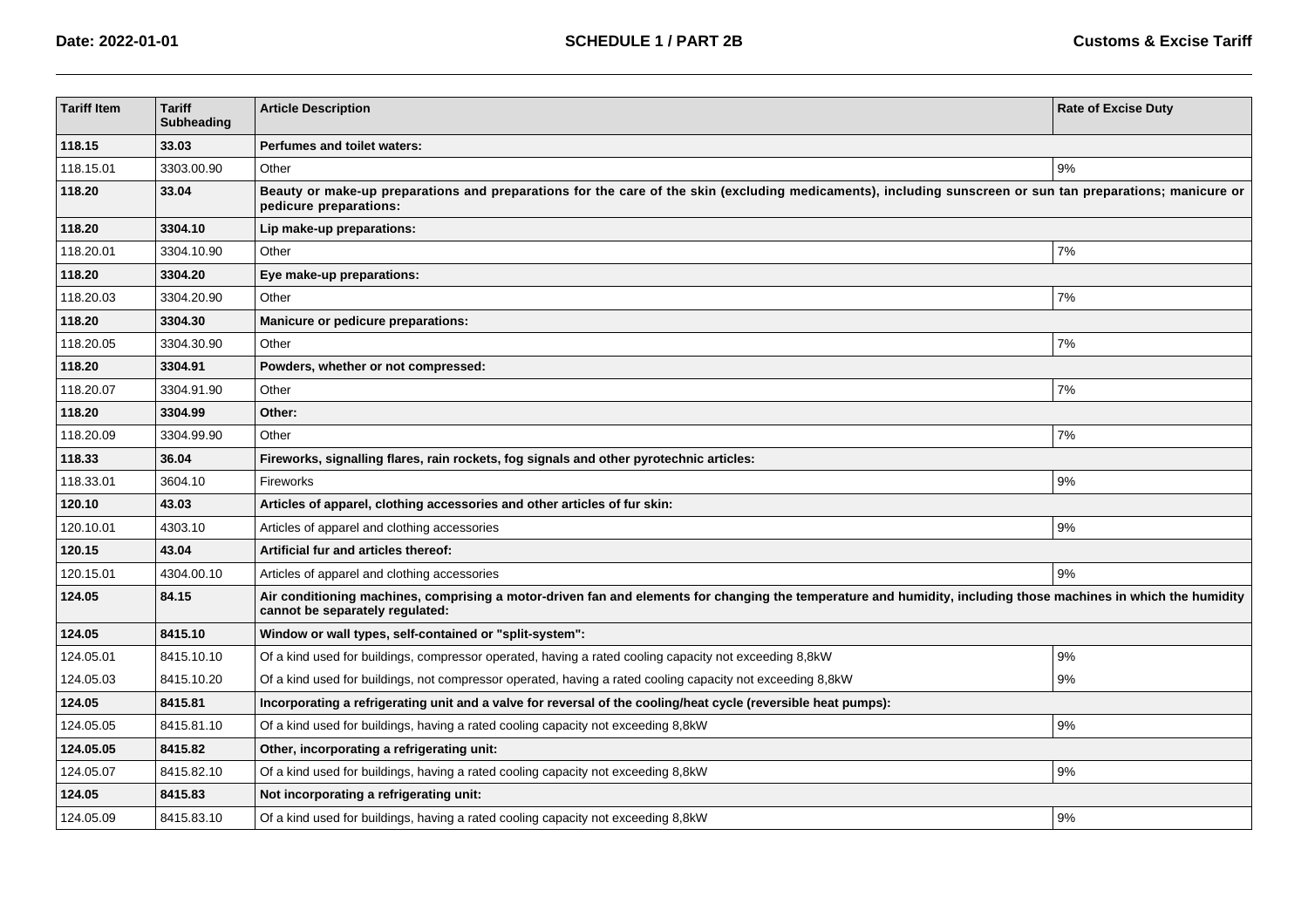| Tariff Item | Tariff Subheading | Article Description | Rate of Excise Duty |
|---|---|---|---|
| **118.15** | **33.03** | **Perfumes and toilet waters:** | |
| 118.15.01 | 3303.00.90 | Other | 9% |
| **118.20** | **33.04** | **Beauty or make-up preparations and preparations for the care of the skin (excluding medicaments), including sunscreen or sun tan preparations; manicure or pedicure preparations:** | |
| **118.20** | **3304.10** | **Lip make-up preparations:** | |
| 118.20.01 | 3304.10.90 | Other | 7% |
| **118.20** | **3304.20** | **Eye make-up preparations:** | |
| 118.20.03 | 3304.20.90 | Other | 7% |
| **118.20** | **3304.30** | **Manicure or pedicure preparations:** | |
| 118.20.05 | 3304.30.90 | Other | 7% |
| **118.20** | **3304.91** | **Powders, whether or not compressed:** | |
| 118.20.07 | 3304.91.90 | Other | 7% |
| **118.20** | **3304.99** | **Other:** | |
| 118.20.09 | 3304.99.90 | Other | 7% |
| **118.33** | **36.04** | **Fireworks, signalling flares, rain rockets, fog signals and other pyrotechnic articles:** | |
| 118.33.01 | 3604.10 | Fireworks | 9% |
| **120.10** | **43.03** | **Articles of apparel, clothing accessories and other articles of fur skin:** | |
| 120.10.01 | 4303.10 | Articles of apparel and clothing accessories | 9% |
| **120.15** | **43.04** | **Artificial fur and articles thereof:** | |
| 120.15.01 | 4304.00.10 | Articles of apparel and clothing accessories | 9% |
| **124.05** | **84.15** | **Air conditioning machines, comprising a motor-driven fan and elements for changing the temperature and humidity, including those machines in which the humidity cannot be separately regulated:** | |
| **124.05** | **8415.10** | **Window or wall types, self-contained or "split-system":** | |
| 124.05.01 | 8415.10.10 | Of a kind used for buildings, compressor operated, having a rated cooling capacity not exceeding 8,8kW | 9% |
| 124.05.03 | 8415.10.20 | Of a kind used for buildings, not compressor operated, having a rated cooling capacity not exceeding 8,8kW | 9% |
| **124.05** | **8415.81** | **Incorporating a refrigerating unit and a valve for reversal of the cooling/heat cycle (reversible heat pumps):** | |
| 124.05.05 | 8415.81.10 | Of a kind used for buildings, having a rated cooling capacity not exceeding 8,8kW | 9% |
| **124.05.05** | **8415.82** | **Other, incorporating a refrigerating unit:** | |
| 124.05.07 | 8415.82.10 | Of a kind used for buildings, having a rated cooling capacity not exceeding 8,8kW | 9% |
| **124.05** | **8415.83** | **Not incorporating a refrigerating unit:** | |
| 124.05.09 | 8415.83.10 | Of a kind used for buildings, having a rated cooling capacity not exceeding 8,8kW | 9% |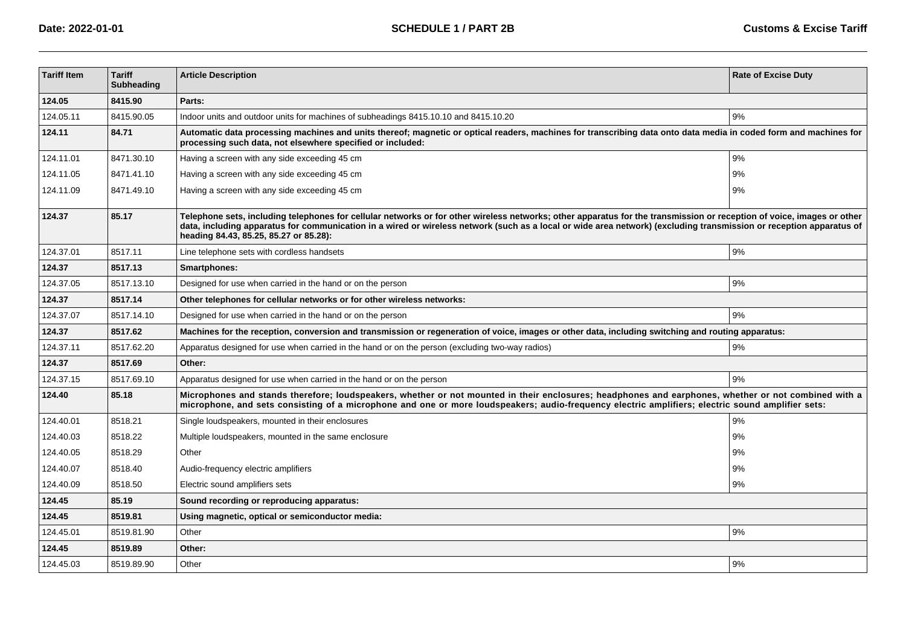| Tariff Item | Tariff Subheading | Article Description | Rate of Excise Duty |
| --- | --- | --- | --- |
| **124.05** | **8415.90** | **Parts:** | |
| 124.05.11 | 8415.90.05 | Indoor units and outdoor units for machines of subheadings 8415.10.10 and 8415.10.20 | 9% |
| **124.11** | **84.71** | **Automatic data processing machines and units thereof; magnetic or optical readers, machines for transcribing data onto data media in coded form and machines for processing such data, not elsewhere specified or included:** | |
| 124.11.01 | 8471.30.10 | Having a screen with any side exceeding 45 cm | 9% |
| 124.11.05 | 8471.41.10 | Having a screen with any side exceeding 45 cm | 9% |
| 124.11.09 | 8471.49.10 | Having a screen with any side exceeding 45 cm | 9% |
| **124.37** | **85.17** | **Telephone sets, including telephones for cellular networks or for other wireless networks; other apparatus for the transmission or reception of voice, images or other data, including apparatus for communication in a wired or wireless network (such as a local or wide area network) (excluding transmission or reception apparatus of heading 84.43, 85.25, 85.27 or 85.28):** | |
| 124.37.01 | 8517.11 | Line telephone sets with cordless handsets | 9% |
| **124.37** | **8517.13** | **Smartphones:** | |
| 124.37.05 | 8517.13.10 | Designed for use when carried in the hand or on the person | 9% |
| **124.37** | **8517.14** | **Other telephones for cellular networks or for other wireless networks:** | |
| 124.37.07 | 8517.14.10 | Designed for use when carried in the hand or on the person | 9% |
| **124.37** | **8517.62** | **Machines for the reception, conversion and transmission or regeneration of voice, images or other data, including switching and routing apparatus:** | |
| 124.37.11 | 8517.62.20 | Apparatus designed for use when carried in the hand or on the person (excluding two-way radios) | 9% |
| **124.37** | **8517.69** | **Other:** | |
| 124.37.15 | 8517.69.10 | Apparatus designed for use when carried in the hand or on the person | 9% |
| **124.40** | **85.18** | **Microphones and stands therefore; loudspeakers, whether or not mounted in their enclosures; headphones and earphones, whether or not combined with a microphone, and sets consisting of a microphone and one or more loudspeakers; audio-frequency electric amplifiers; electric sound amplifier sets:** | |
| 124.40.01 | 8518.21 | Single loudspeakers, mounted in their enclosures | 9% |
| 124.40.03 | 8518.22 | Multiple loudspeakers, mounted in the same enclosure | 9% |
| 124.40.05 | 8518.29 | Other | 9% |
| 124.40.07 | 8518.40 | Audio-frequency electric amplifiers | 9% |
| 124.40.09 | 8518.50 | Electric sound amplifiers sets | 9% |
| **124.45** | **85.19** | **Sound recording or reproducing apparatus:** | |
| **124.45** | **8519.81** | **Using magnetic, optical or semiconductor media:** | |
| 124.45.01 | 8519.81.90 | Other | 9% |
| **124.45** | **8519.89** | **Other:** | |
| 124.45.03 | 8519.89.90 | Other | 9% |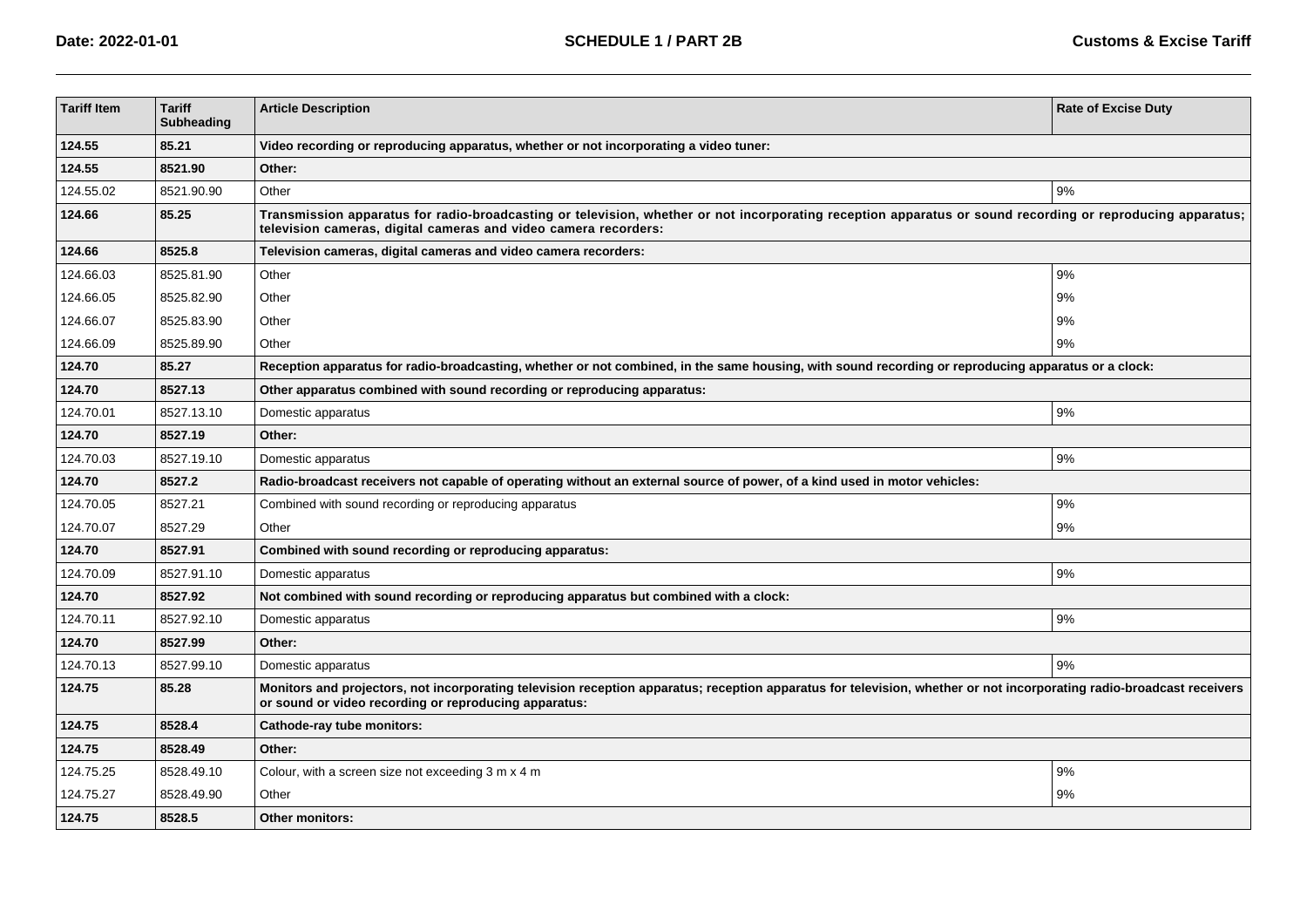| Tariff Item | Tariff Subheading | Article Description | Rate of Excise Duty |
|---|---|---|---|
| **124.55** | **85.21** | **Video recording or reproducing apparatus, whether or not incorporating a video tuner:** | |
| **124.55** | **8521.90** | **Other:** | |
| 124.55.02 | 8521.90.90 | Other | 9% |
| **124.66** | **85.25** | **Transmission apparatus for radio-broadcasting or television, whether or not incorporating reception apparatus or sound recording or reproducing apparatus; television cameras, digital cameras and video camera recorders:** | |
| **124.66** | **8525.8** | **Television cameras, digital cameras and video camera recorders:** | |
| 124.66.03 | 8525.81.90 | Other | 9% |
| 124.66.05 | 8525.82.90 | Other | 9% |
| 124.66.07 | 8525.83.90 | Other | 9% |
| 124.66.09 | 8525.89.90 | Other | 9% |
| **124.70** | **85.27** | **Reception apparatus for radio-broadcasting, whether or not combined, in the same housing, with sound recording or reproducing apparatus or a clock:** | |
| **124.70** | **8527.13** | **Other apparatus combined with sound recording or reproducing apparatus:** | |
| 124.70.01 | 8527.13.10 | Domestic apparatus | 9% |
| **124.70** | **8527.19** | **Other:** | |
| 124.70.03 | 8527.19.10 | Domestic apparatus | 9% |
| **124.70** | **8527.2** | **Radio-broadcast receivers not capable of operating without an external source of power, of a kind used in motor vehicles:** | |
| 124.70.05 | 8527.21 | Combined with sound recording or reproducing apparatus | 9% |
| 124.70.07 | 8527.29 | Other | 9% |
| **124.70** | **8527.91** | **Combined with sound recording or reproducing apparatus:** | |
| 124.70.09 | 8527.91.10 | Domestic apparatus | 9% |
| **124.70** | **8527.92** | **Not combined with sound recording or reproducing apparatus but combined with a clock:** | |
| 124.70.11 | 8527.92.10 | Domestic apparatus | 9% |
| **124.70** | **8527.99** | **Other:** | |
| 124.70.13 | 8527.99.10 | Domestic apparatus | 9% |
| **124.75** | **85.28** | **Monitors and projectors, not incorporating television reception apparatus; reception apparatus for television, whether or not incorporating radio-broadcast receivers or sound or video recording or reproducing apparatus:** | |
| **124.75** | **8528.4** | **Cathode-ray tube monitors:** | |
| **124.75** | **8528.49** | **Other:** | |
| 124.75.25 | 8528.49.10 | Colour, with a screen size not exceeding 3 m x 4 m | 9% |
| 124.75.27 | 8528.49.90 | Other | 9% |
| **124.75** | **8528.5** | **Other monitors:** | |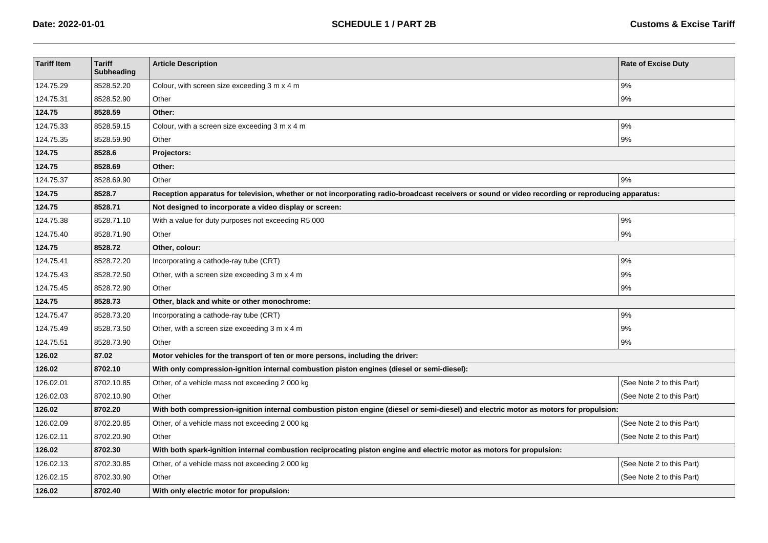| Tariff Item | Tariff Subheading | Article Description | Rate of Excise Duty |
|---|---|---|---|
| 124.75.29 | 8528.52.20 | Colour, with screen size exceeding 3 m x 4 m | 9% |
| 124.75.31 | 8528.52.90 | Other | 9% |
| **124.75** | **8528.59** | **Other:** | |
| 124.75.33 | 8528.59.15 | Colour, with a screen size exceeding 3 m x 4 m | 9% |
| 124.75.35 | 8528.59.90 | Other | 9% |
| **124.75** | **8528.6** | **Projectors:** | |
| **124.75** | **8528.69** | **Other:** | |
| 124.75.37 | 8528.69.90 | Other | 9% |
| **124.75** | **8528.7** | **Reception apparatus for television, whether or not incorporating radio-broadcast receivers or sound or video recording or reproducing apparatus:** | |
| **124.75** | **8528.71** | **Not designed to incorporate a video display or screen:** | |
| 124.75.38 | 8528.71.10 | With a value for duty purposes not exceeding R5 000 | 9% |
| 124.75.40 | 8528.71.90 | Other | 9% |
| **124.75** | **8528.72** | **Other, colour:** | |
| 124.75.41 | 8528.72.20 | Incorporating a cathode-ray tube (CRT) | 9% |
| 124.75.43 | 8528.72.50 | Other, with a screen size exceeding 3 m x 4 m | 9% |
| 124.75.45 | 8528.72.90 | Other | 9% |
| **124.75** | **8528.73** | **Other, black and white or other monochrome:** | |
| 124.75.47 | 8528.73.20 | Incorporating a cathode-ray tube (CRT) | 9% |
| 124.75.49 | 8528.73.50 | Other, with a screen size exceeding 3 m x 4 m | 9% |
| 124.75.51 | 8528.73.90 | Other | 9% |
| **126.02** | **87.02** | **Motor vehicles for the transport of ten or more persons, including the driver:** | |
| **126.02** | **8702.10** | **With only compression-ignition internal combustion piston engines (diesel or semi-diesel):** | |
| 126.02.01 | 8702.10.85 | Other, of a vehicle mass not exceeding 2 000 kg | (See Note 2 to this Part) |
| 126.02.03 | 8702.10.90 | Other | (See Note 2 to this Part) |
| **126.02** | **8702.20** | **With both compression-ignition internal combustion piston engine (diesel or semi-diesel) and electric motor as motors for propulsion:** | |
| 126.02.09 | 8702.20.85 | Other, of a vehicle mass not exceeding 2 000 kg | (See Note 2 to this Part) |
| 126.02.11 | 8702.20.90 | Other | (See Note 2 to this Part) |
| **126.02** | **8702.30** | **With both spark-ignition internal combustion reciprocating piston engine and electric motor as motors for propulsion:** | |
| 126.02.13 | 8702.30.85 | Other, of a vehicle mass not exceeding 2 000 kg | (See Note 2 to this Part) |
| 126.02.15 | 8702.30.90 | Other | (See Note 2 to this Part) |
| **126.02** | **8702.40** | **With only electric motor for propulsion:** | |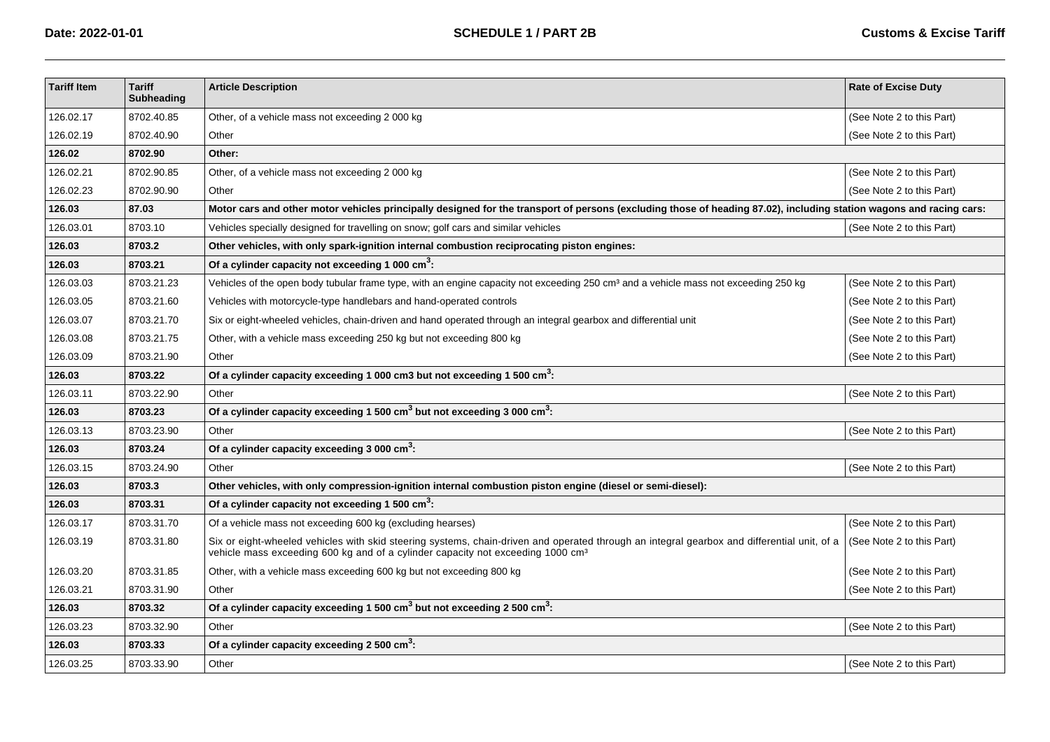| Tariff Item | Tariff Subheading | Article Description | Rate of Excise Duty |
|---|---|---|---|
| 126.02.17 | 8702.40.85 | Other, of a vehicle mass not exceeding 2 000 kg | (See Note 2 to this Part) |
| 126.02.19 | 8702.40.90 | Other | (See Note 2 to this Part) |
| **126.02** | **8702.90** | **Other:** | |
| 126.02.21 | 8702.90.85 | Other, of a vehicle mass not exceeding 2 000 kg | (See Note 2 to this Part) |
| 126.02.23 | 8702.90.90 | Other | (See Note 2 to this Part) |
| **126.03** | **87.03** | **Motor cars and other motor vehicles principally designed for the transport of persons (excluding those of heading 87.02), including station wagons and racing cars:** | |
| 126.03.01 | 8703.10 | Vehicles specially designed for travelling on snow; golf cars and similar vehicles | (See Note 2 to this Part) |
| **126.03** | **8703.2** | **Other vehicles, with only spark-ignition internal combustion reciprocating piston engines:** | |
| **126.03** | **8703.21** | **Of a cylinder capacity not exceeding 1 000 cm$^3$:** | |
| 126.03.03 | 8703.21.23 | Vehicles of the open body tubular frame type, with an engine capacity not exceeding 250 cm³ and a vehicle mass not exceeding 250 kg | (See Note 2 to this Part) |
| 126.03.05 | 8703.21.60 | Vehicles with motorcycle-type handlebars and hand-operated controls | (See Note 2 to this Part) |
| 126.03.07 | 8703.21.70 | Six or eight-wheeled vehicles, chain-driven and hand operated through an integral gearbox and differential unit | (See Note 2 to this Part) |
| 126.03.08 | 8703.21.75 | Other, with a vehicle mass exceeding 250 kg but not exceeding 800 kg | (See Note 2 to this Part) |
| 126.03.09 | 8703.21.90 | Other | (See Note 2 to this Part) |
| **126.03** | **8703.22** | **Of a cylinder capacity exceeding 1 000 cm3 but not exceeding 1 500 cm$^3$:** | |
| 126.03.11 | 8703.22.90 | Other | (See Note 2 to this Part) |
| **126.03** | **8703.23** | **Of a cylinder capacity exceeding 1 500 cm$^3$ but not exceeding 3 000 cm$^3$:** | |
| 126.03.13 | 8703.23.90 | Other | (See Note 2 to this Part) |
| **126.03** | **8703.24** | **Of a cylinder capacity exceeding 3 000 cm$^3$:** | |
| 126.03.15 | 8703.24.90 | Other | (See Note 2 to this Part) |
| **126.03** | **8703.3** | **Other vehicles, with only compression-ignition internal combustion piston engine (diesel or semi-diesel):** | |
| **126.03** | **8703.31** | **Of a cylinder capacity not exceeding 1 500 cm$^3$:** | |
| 126.03.17 | 8703.31.70 | Of a vehicle mass not exceeding 600 kg (excluding hearses) | (See Note 2 to this Part) |
| 126.03.19 | 8703.31.80 | Six or eight-wheeled vehicles with skid steering systems, chain-driven and operated through an integral gearbox and differential unit, of a vehicle mass exceeding 600 kg and of a cylinder capacity not exceeding 1000 cm³ | (See Note 2 to this Part) |
| 126.03.20 | 8703.31.85 | Other, with a vehicle mass exceeding 600 kg but not exceeding 800 kg | (See Note 2 to this Part) |
| 126.03.21 | 8703.31.90 | Other | (See Note 2 to this Part) |
| **126.03** | **8703.32** | **Of a cylinder capacity exceeding 1 500 cm$^3$ but not exceeding 2 500 cm$^3$:** | |
| 126.03.23 | 8703.32.90 | Other | (See Note 2 to this Part) |
| **126.03** | **8703.33** | **Of a cylinder capacity exceeding 2 500 cm$^3$:** | |
| 126.03.25 | 8703.33.90 | Other | (See Note 2 to this Part) |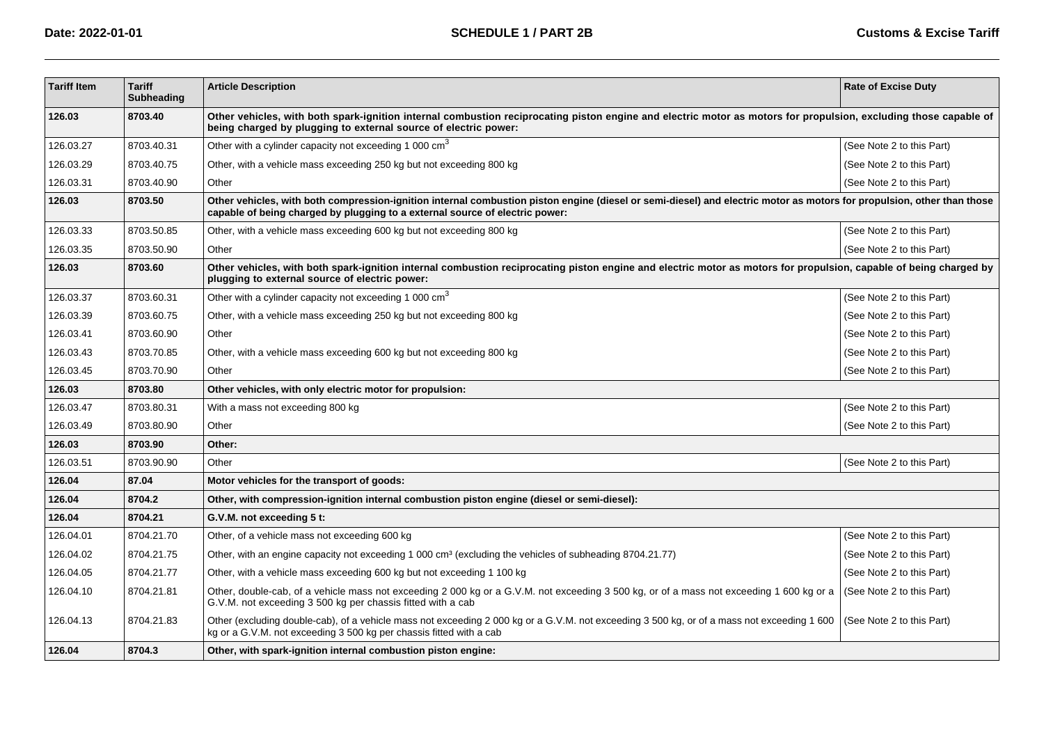| Tariff Item | Tariff Subheading | Article Description | Rate of Excise Duty |
|---|---|---|---|
| **126.03** | **8703.40** | **Other vehicles, with both spark-ignition internal combustion reciprocating piston engine and electric motor as motors for propulsion, excluding those capable of being charged by plugging to external source of electric power:** | |
| 126.03.27 | 8703.40.31 | Other with a cylinder capacity not exceeding 1 000 $cm^3$ | (See Note 2 to this Part) |
| 126.03.29 | 8703.40.75 | Other, with a vehicle mass exceeding 250 kg but not exceeding 800 kg | (See Note 2 to this Part) |
| 126.03.31 | 8703.40.90 | Other | (See Note 2 to this Part) |
| **126.03** | **8703.50** | **Other vehicles, with both compression-ignition internal combustion piston engine (diesel or semi-diesel) and electric motor as motors for propulsion, other than those capable of being charged by plugging to a external source of electric power:** | |
| 126.03.33 | 8703.50.85 | Other, with a vehicle mass exceeding 600 kg but not exceeding 800 kg | (See Note 2 to this Part) |
| 126.03.35 | 8703.50.90 | Other | (See Note 2 to this Part) |
| **126.03** | **8703.60** | **Other vehicles, with both spark-ignition internal combustion reciprocating piston engine and electric motor as motors for propulsion, capable of being charged by plugging to external source of electric power:** | |
| 126.03.37 | 8703.60.31 | Other with a cylinder capacity not exceeding 1 000 $cm^3$ | (See Note 2 to this Part) |
| 126.03.39 | 8703.60.75 | Other, with a vehicle mass exceeding 250 kg but not exceeding 800 kg | (See Note 2 to this Part) |
| 126.03.41 | 8703.60.90 | Other | (See Note 2 to this Part) |
| 126.03.43 | 8703.70.85 | Other, with a vehicle mass exceeding 600 kg but not exceeding 800 kg | (See Note 2 to this Part) |
| 126.03.45 | 8703.70.90 | Other | (See Note 2 to this Part) |
| **126.03** | **8703.80** | **Other vehicles, with only electric motor for propulsion:** | |
| 126.03.47 | 8703.80.31 | With a mass not exceeding 800 kg | (See Note 2 to this Part) |
| 126.03.49 | 8703.80.90 | Other | (See Note 2 to this Part) |
| **126.03** | **8703.90** | **Other:** | |
| 126.03.51 | 8703.90.90 | Other | (See Note 2 to this Part) |
| **126.04** | **87.04** | **Motor vehicles for the transport of goods:** | |
| **126.04** | **8704.2** | **Other, with compression-ignition internal combustion piston engine (diesel or semi-diesel):** | |
| **126.04** | **8704.21** | **G.V.M. not exceeding 5 t:** | |
| 126.04.01 | 8704.21.70 | Other, of a vehicle mass not exceeding 600 kg | (See Note 2 to this Part) |
| 126.04.02 | 8704.21.75 | Other, with an engine capacity not exceeding 1 000 $cm^3$ (excluding the vehicles of subheading 8704.21.77) | (See Note 2 to this Part) |
| 126.04.05 | 8704.21.77 | Other, with a vehicle mass exceeding 600 kg but not exceeding 1 100 kg | (See Note 2 to this Part) |
| 126.04.10 | 8704.21.81 | Other, double-cab, of a vehicle mass not exceeding 2 000 kg or a G.V.M. not exceeding 3 500 kg, or of a mass not exceeding 1 600 kg or a G.V.M. not exceeding 3 500 kg per chassis fitted with a cab | (See Note 2 to this Part) |
| 126.04.13 | 8704.21.83 | Other (excluding double-cab), of a vehicle mass not exceeding 2 000 kg or a G.V.M. not exceeding 3 500 kg, or of a mass not exceeding 1 600 kg or a G.V.M. not exceeding 3 500 kg per chassis fitted with a cab | (See Note 2 to this Part) |
| **126.04** | **8704.3** | **Other, with spark-ignition internal combustion piston engine:** | |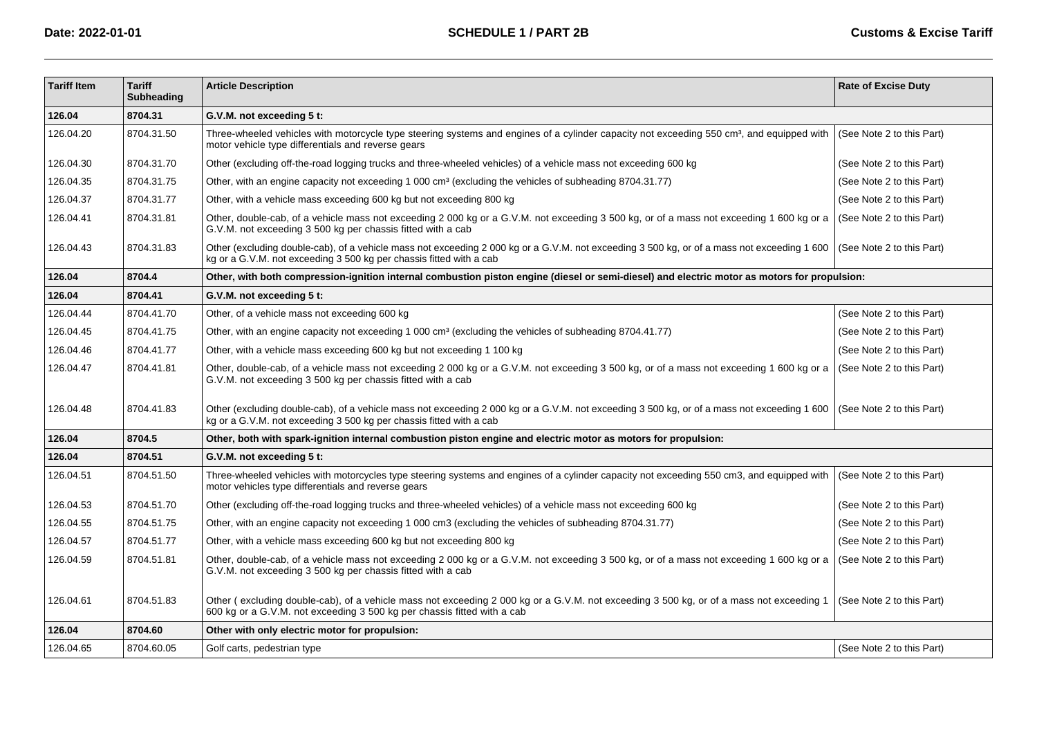| Tariff Item | Tariff Subheading | Article Description | Rate of Excise Duty |
|---|---|---|---|
| **126.04** | **8704.31** | **G.V.M. not exceeding 5 t:** | |
| 126.04.20 | 8704.31.50 | Three-wheeled vehicles with motorcycle type steering systems and engines of a cylinder capacity not exceeding 550 cm³, and equipped with motor vehicle type differentials and reverse gears | (See Note 2 to this Part) |
| 126.04.30 | 8704.31.70 | Other (excluding off-the-road logging trucks and three-wheeled vehicles) of a vehicle mass not exceeding 600 kg | (See Note 2 to this Part) |
| 126.04.35 | 8704.31.75 | Other, with an engine capacity not exceeding 1 000 cm³ (excluding the vehicles of subheading 8704.31.77) | (See Note 2 to this Part) |
| 126.04.37 | 8704.31.77 | Other, with a vehicle mass exceeding 600 kg but not exceeding 800 kg | (See Note 2 to this Part) |
| 126.04.41 | 8704.31.81 | Other, double-cab, of a vehicle mass not exceeding 2 000 kg or a G.V.M. not exceeding 3 500 kg, or of a mass not exceeding 1 600 kg or a G.V.M. not exceeding 3 500 kg per chassis fitted with a cab | (See Note 2 to this Part) |
| 126.04.43 | 8704.31.83 | Other (excluding double-cab), of a vehicle mass not exceeding 2 000 kg or a G.V.M. not exceeding 3 500 kg, or of a mass not exceeding 1 600 kg or a G.V.M. not exceeding 3 500 kg per chassis fitted with a cab | (See Note 2 to this Part) |
| **126.04** | **8704.4** | **Other, with both compression-ignition internal combustion piston engine (diesel or semi-diesel) and electric motor as motors for propulsion:** | |
| **126.04** | **8704.41** | **G.V.M. not exceeding 5 t:** | |
| 126.04.44 | 8704.41.70 | Other, of a vehicle mass not exceeding 600 kg | (See Note 2 to this Part) |
| 126.04.45 | 8704.41.75 | Other, with an engine capacity not exceeding 1 000 cm³ (excluding the vehicles of subheading 8704.41.77) | (See Note 2 to this Part) |
| 126.04.46 | 8704.41.77 | Other, with a vehicle mass exceeding 600 kg but not exceeding 1 100 kg | (See Note 2 to this Part) |
| 126.04.47 | 8704.41.81 | Other, double-cab, of a vehicle mass not exceeding 2 000 kg or a G.V.M. not exceeding 3 500 kg, or of a mass not exceeding 1 600 kg or a G.V.M. not exceeding 3 500 kg per chassis fitted with a cab | (See Note 2 to this Part) |
| 126.04.48 | 8704.41.83 | Other (excluding double-cab), of a vehicle mass not exceeding 2 000 kg or a G.V.M. not exceeding 3 500 kg, or of a mass not exceeding 1 600 kg or a G.V.M. not exceeding 3 500 kg per chassis fitted with a cab | (See Note 2 to this Part) |
| **126.04** | **8704.5** | **Other, both with spark-ignition internal combustion piston engine and electric motor as motors for propulsion:** | |
| **126.04** | **8704.51** | **G.V.M. not exceeding 5 t:** | |
| 126.04.51 | 8704.51.50 | Three-wheeled vehicles with motorcycles type steering systems and engines of a cylinder capacity not exceeding 550 cm3, and equipped with motor vehicles type differentials and reverse gears | (See Note 2 to this Part) |
| 126.04.53 | 8704.51.70 | Other (excluding off-the-road logging trucks and three-wheeled vehicles) of a vehicle mass not exceeding 600 kg | (See Note 2 to this Part) |
| 126.04.55 | 8704.51.75 | Other, with an engine capacity not exceeding 1 000 cm3 (excluding the vehicles of subheading 8704.31.77) | (See Note 2 to this Part) |
| 126.04.57 | 8704.51.77 | Other, with a vehicle mass exceeding 600 kg but not exceeding 800 kg | (See Note 2 to this Part) |
| 126.04.59 | 8704.51.81 | Other, double-cab, of a vehicle mass not exceeding 2 000 kg or a G.V.M. not exceeding 3 500 kg, or of a mass not exceeding 1 600 kg or a G.V.M. not exceeding 3 500 kg per chassis fitted with a cab | (See Note 2 to this Part) |
| 126.04.61 | 8704.51.83 | Other ( excluding double-cab), of a vehicle mass not exceeding 2 000 kg or a G.V.M. not exceeding 3 500 kg, or of a mass not exceeding 1 600 kg or a G.V.M. not exceeding 3 500 kg per chassis fitted with a cab | (See Note 2 to this Part) |
| **126.04** | **8704.60** | **Other with only electric motor for propulsion:** | |
| 126.04.65 | 8704.60.05 | Golf carts, pedestrian type | (See Note 2 to this Part) |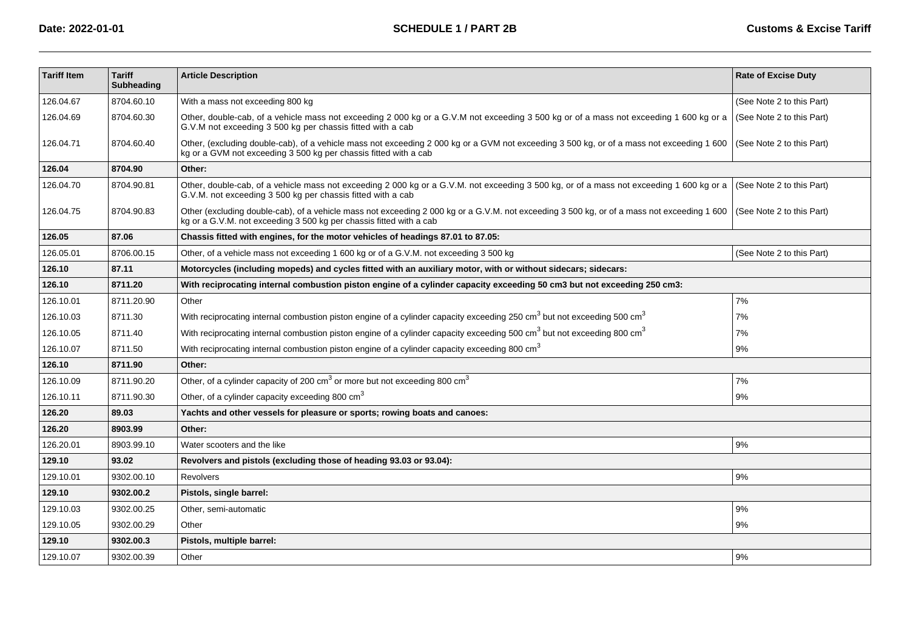| Tariff Item | Tariff Subheading | Article Description | Rate of Excise Duty |
|---|---|---|---|
| 126.04.67 | 8704.60.10 | With a mass not exceeding 800 kg | (See Note 2 to this Part) |
| 126.04.69 | 8704.60.30 | Other, double-cab, of a vehicle mass not exceeding 2 000 kg or a G.V.M not exceeding 3 500 kg or of a mass not exceeding 1 600 kg or a G.V.M not exceeding 3 500 kg per chassis fitted with a cab | (See Note 2 to this Part) |
| 126.04.71 | 8704.60.40 | Other, (excluding double-cab), of a vehicle mass not exceeding 2 000 kg or a GVM not exceeding 3 500 kg, or of a mass not exceeding 1 600 kg or a GVM not exceeding 3 500 kg per chassis fitted with a cab | (See Note 2 to this Part) |
| **126.04** | **8704.90** | **Other:** | |
| 126.04.70 | 8704.90.81 | Other, double-cab, of a vehicle mass not exceeding 2 000 kg or a G.V.M. not exceeding 3 500 kg, or of a mass not exceeding 1 600 kg or a G.V.M. not exceeding 3 500 kg per chassis fitted with a cab | (See Note 2 to this Part) |
| 126.04.75 | 8704.90.83 | Other (excluding double-cab), of a vehicle mass not exceeding 2 000 kg or a G.V.M. not exceeding 3 500 kg, or of a mass not exceeding 1 600 kg or a G.V.M. not exceeding 3 500 kg per chassis fitted with a cab | (See Note 2 to this Part) |
| **126.05** | **87.06** | **Chassis fitted with engines, for the motor vehicles of headings 87.01 to 87.05:** | |
| 126.05.01 | 8706.00.15 | Other, of a vehicle mass not exceeding 1 600 kg or of a G.V.M. not exceeding 3 500 kg | (See Note 2 to this Part) |
| **126.10** | **87.11** | **Motorcycles (including mopeds) and cycles fitted with an auxiliary motor, with or without sidecars; sidecars:** | |
| **126.10** | **8711.20** | **With reciprocating internal combustion piston engine of a cylinder capacity exceeding 50 cm3 but not exceeding 250 cm3:** | |
| 126.10.01 | 8711.20.90 | Other | 7% |
| 126.10.03 | 8711.30 | With reciprocating internal combustion piston engine of a cylinder capacity exceeding 250 $cm^3$ but not exceeding 500 $cm^3$ | 7% |
| 126.10.05 | 8711.40 | With reciprocating internal combustion piston engine of a cylinder capacity exceeding 500 $cm^3$ but not exceeding 800 $cm^3$ | 7% |
| 126.10.07 | 8711.50 | With reciprocating internal combustion piston engine of a cylinder capacity exceeding 800 $cm^3$ | 9% |
| **126.10** | **8711.90** | **Other:** | |
| 126.10.09 | 8711.90.20 | Other, of a cylinder capacity of 200 $cm^3$ or more but not exceeding 800 $cm^3$ | 7% |
| 126.10.11 | 8711.90.30 | Other, of a cylinder capacity exceeding 800 $cm^3$ | 9% |
| **126.20** | **89.03** | **Yachts and other vessels for pleasure or sports; rowing boats and canoes:** | |
| **126.20** | **8903.99** | **Other:** | |
| 126.20.01 | 8903.99.10 | Water scooters and the like | 9% |
| **129.10** | **93.02** | **Revolvers and pistols (excluding those of heading 93.03 or 93.04):** | |
| 129.10.01 | 9302.00.10 | Revolvers | 9% |
| **129.10** | **9302.00.2** | **Pistols, single barrel:** | |
| 129.10.03 | 9302.00.25 | Other, semi-automatic | 9% |
| 129.10.05 | 9302.00.29 | Other | 9% |
| **129.10** | **9302.00.3** | **Pistols, multiple barrel:** | |
| 129.10.07 | 9302.00.39 | Other | 9% |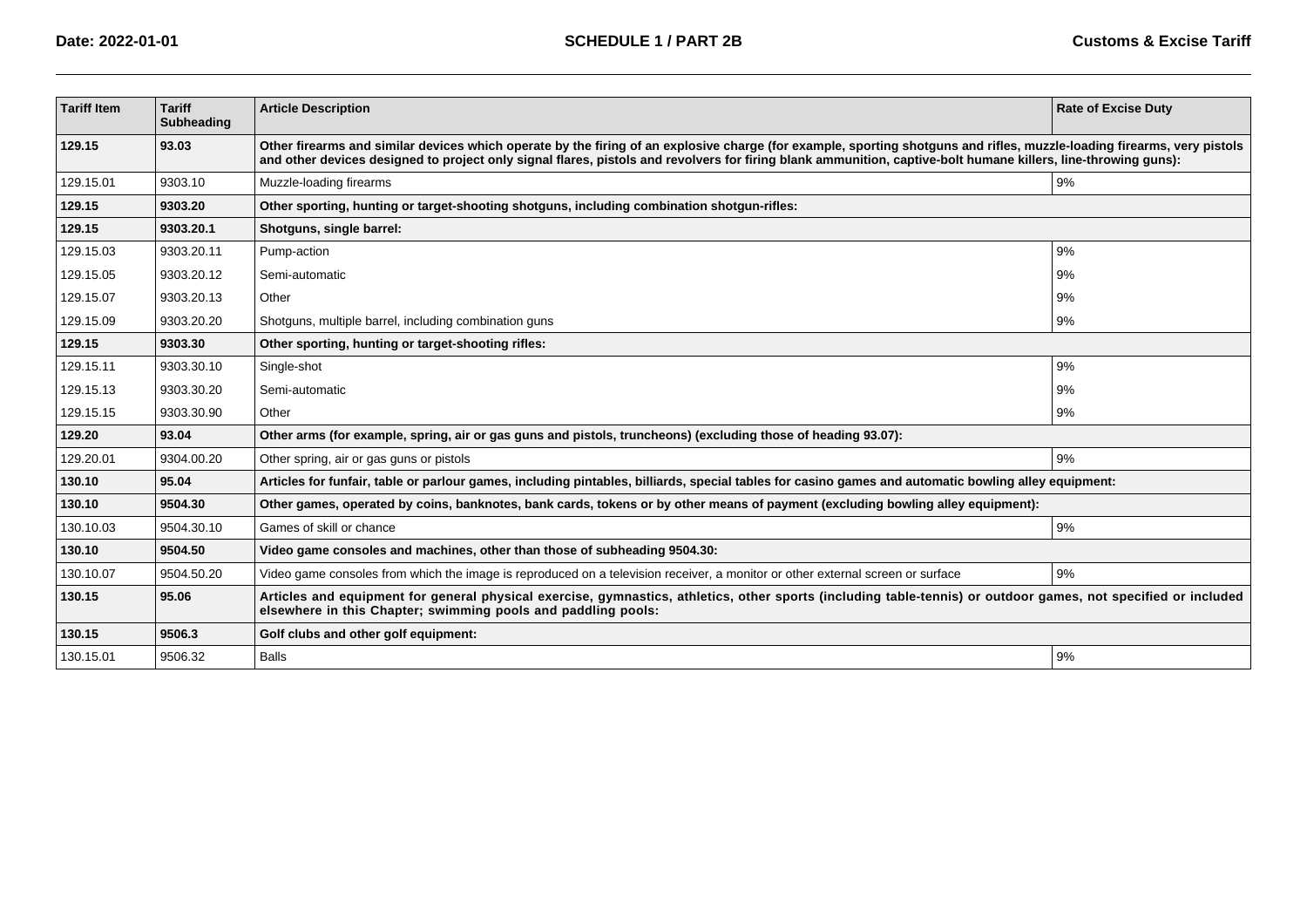| Tariff Item | Tariff Subheading | Article Description | Rate of Excise Duty |
|---|---|---|---|
| **129.15** | **93.03** | **Other firearms and similar devices which operate by the firing of an explosive charge (for example, sporting shotguns and rifles, muzzle-loading firearms, very pistols and other devices designed to project only signal flares, pistols and revolvers for firing blank ammunition, captive-bolt humane killers, line-throwing guns):** | |
| 129.15.01 | 9303.10 | Muzzle-loading firearms | 9% |
| **129.15** | **9303.20** | **Other sporting, hunting or target-shooting shotguns, including combination shotgun-rifles:** | |
| **129.15** | **9303.20.1** | **Shotguns, single barrel:** | |
| 129.15.03 | 9303.20.11 | Pump-action | 9% |
| 129.15.05 | 9303.20.12 | Semi-automatic | 9% |
| 129.15.07 | 9303.20.13 | Other | 9% |
| 129.15.09 | 9303.20.20 | Shotguns, multiple barrel, including combination guns | 9% |
| **129.15** | **9303.30** | **Other sporting, hunting or target-shooting rifles:** | |
| 129.15.11 | 9303.30.10 | Single-shot | 9% |
| 129.15.13 | 9303.30.20 | Semi-automatic | 9% |
| 129.15.15 | 9303.30.90 | Other | 9% |
| **129.20** | **93.04** | **Other arms (for example, spring, air or gas guns and pistols, truncheons) (excluding those of heading 93.07):** | |
| 129.20.01 | 9304.00.20 | Other spring, air or gas guns or pistols | 9% |
| **130.10** | **95.04** | **Articles for funfair, table or parlour games, including pintables, billiards, special tables for casino games and automatic bowling alley equipment:** | |
| **130.10** | **9504.30** | **Other games, operated by coins, banknotes, bank cards, tokens or by other means of payment (excluding bowling alley equipment):** | |
| 130.10.03 | 9504.30.10 | Games of skill or chance | 9% |
| **130.10** | **9504.50** | **Video game consoles and machines, other than those of subheading 9504.30:** | |
| 130.10.07 | 9504.50.20 | Video game consoles from which the image is reproduced on a television receiver, a monitor or other external screen or surface | 9% |
| **130.15** | **95.06** | **Articles and equipment for general physical exercise, gymnastics, athletics, other sports (including table-tennis) or outdoor games, not specified or included elsewhere in this Chapter; swimming pools and paddling pools:** | |
| **130.15** | **9506.3** | **Golf clubs and other golf equipment:** | |
| 130.15.01 | 9506.32 | Balls | 9% |